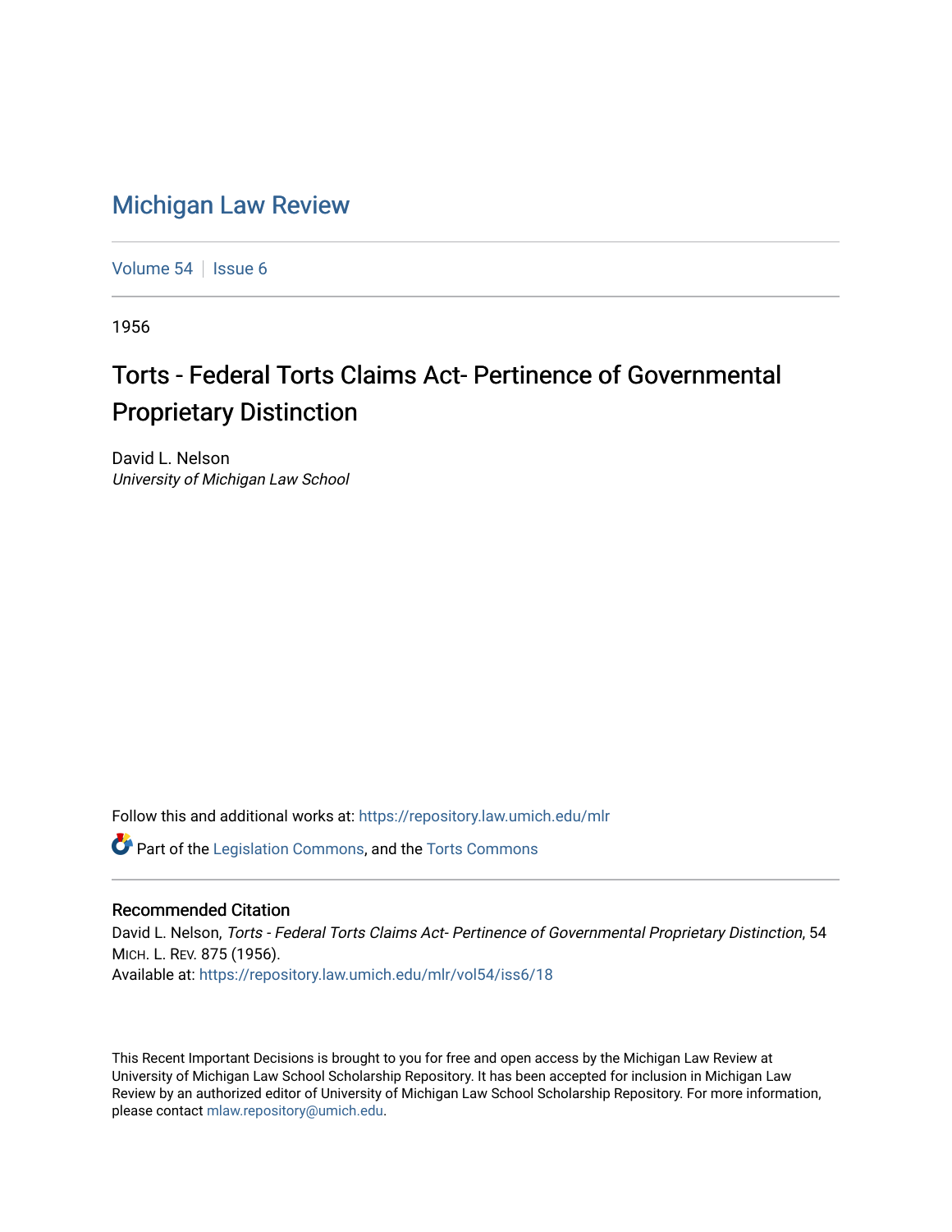# Michigan Law Review

Volume 54 | Issue 6

1956

## Torts - Federal Torts Claims Act- Pertinence of Governmental Proprietary Distinction

David L. Nelson
*University of Michigan Law School*

Follow this and additional works at: https://repository.law.umich.edu/mlr

Part of the Legislation Commons, and the Torts Commons

### Recommended Citation

David L. Nelson, *Torts - Federal Torts Claims Act- Pertinence of Governmental Proprietary Distinction*, 54 MICH. L. REV. 875 (1956).
Available at: https://repository.law.umich.edu/mlr/vol54/iss6/18

This Recent Important Decisions is brought to you for free and open access by the Michigan Law Review at University of Michigan Law School Scholarship Repository. It has been accepted for inclusion in Michigan Law Review by an authorized editor of University of Michigan Law School Scholarship Repository. For more information, please contact mlaw.repository@umich.edu.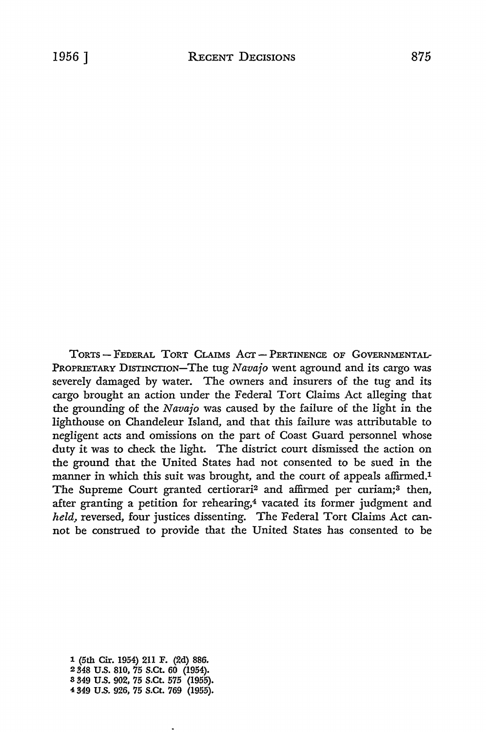Torts — Federal Tort Claims Act — Pertinence of Governmental-Proprietary Distinction—The tug *Navajo* went aground and its cargo was severely damaged by water. The owners and insurers of the tug and its cargo brought an action under the Federal Tort Claims Act alleging that the grounding of the *Navajo* was caused by the failure of the light in the lighthouse on Chandeleur Island, and that this failure was attributable to negligent acts and omissions on the part of Coast Guard personnel whose duty it was to check the light. The district court dismissed the action on the ground that the United States had not consented to be sued in the manner in which this suit was brought, and the court of appeals affirmed.[1] The Supreme Court granted certiorari[2] and affirmed per curiam;[3] then, after granting a petition for rehearing,[4] vacated its former judgment and *held,* reversed, four justices dissenting. The Federal Tort Claims Act cannot be construed to provide that the United States has consented to be

1 (5th Cir. 1954) 211 F. (2d) 886.
2 348 U.S. 810, 75 S.Ct. 60 (1954).
3 349 U.S. 902, 75 S.Ct. 575 (1955).
4 349 U.S. 926, 75 S.Ct. 769 (1955).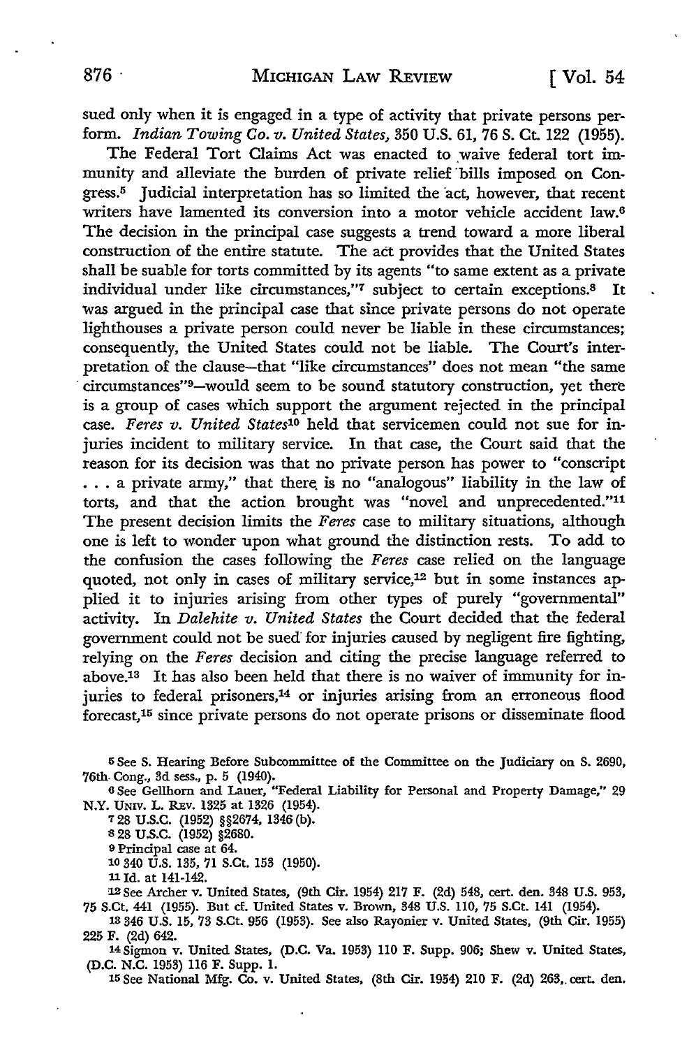sued only when it is engaged in a type of activity that private persons perform. *Indian Towing Co. v. United States,* 350 U.S. 61, 76 S. Ct. 122 (1955).

The Federal Tort Claims Act was enacted to waive federal tort immunity and alleviate the burden of private relief bills imposed on Congress.[5] Judicial interpretation has so limited the act, however, that recent writers have lamented its conversion into a motor vehicle accident law.[6] The decision in the principal case suggests a trend toward a more liberal construction of the entire statute. The act provides that the United States shall be suable for torts committed by its agents "to same extent as a private individual under like circumstances,"[7] subject to certain exceptions.[8] It was argued in the principal case that since private persons do not operate lighthouses a private person could never be liable in these circumstances; consequently, the United States could not be liable. The Court's interpretation of the clause—that "like circumstances" does not mean "the same circumstances"[9]—would seem to be sound statutory construction, yet there is a group of cases which support the argument rejected in the principal case. *Feres v. United States*[10] held that servicemen could not sue for injuries incident to military service. In that case, the Court said that the reason for its decision was that no private person has power to "conscript . . . a private army," that there is no "analogous" liability in the law of torts, and that the action brought was "novel and unprecedented."[11] The present decision limits the *Feres* case to military situations, although one is left to wonder upon what ground the distinction rests. To add to the confusion the cases following the *Feres* case relied on the language quoted, not only in cases of military service,[12] but in some instances applied it to injuries arising from other types of purely "governmental" activity. In *Dalehite v. United States* the Court decided that the federal government could not be sued for injuries caused by negligent fire fighting, relying on the *Feres* decision and citing the precise language referred to above.[13] It has also been held that there is no waiver of immunity for injuries to federal prisoners,[14] or injuries arising from an erroneous flood forecast,[15] since private persons do not operate prisons or disseminate flood

[5] See S. Hearing Before Subcommittee of the Committee on the Judiciary on S. 2690, 76th Cong., 3d sess., p. 5 (1940).

[6] See Gellhorn and Lauer, "Federal Liability for Personal and Property Damage," 29 N.Y. UNIV. L. REV. 1325 at 1326 (1954).

[7] 28 U.S.C. (1952) §§2674, 1346(b).

[8] 28 U.S.C. (1952) §2680.

[9] Principal case at 64.

[10] 340 U.S. 135, 71 S.Ct. 153 (1950).

[11] Id. at 141-142.

[12] See Archer v. United States, (9th Cir. 1954) 217 F. (2d) 548, cert. den. 348 U.S. 953, 75 S.Ct. 441 (1955). But cf. United States v. Brown, 348 U.S. 110, 75 S.Ct. 141 (1954).

[13] 346 U.S. 15, 73 S.Ct. 956 (1953). See also Rayonier v. United States, (9th Cir. 1955) 225 F. (2d) 642.

[14] Sigmon v. United States, (D.C. Va. 1953) 110 F. Supp. 906; Shew v. United States, (D.C. N.C. 1953) 116 F. Supp. 1.

[15] See National Mfg. Co. v. United States, (8th Cir. 1954) 210 F. (2d) 263, cert. den.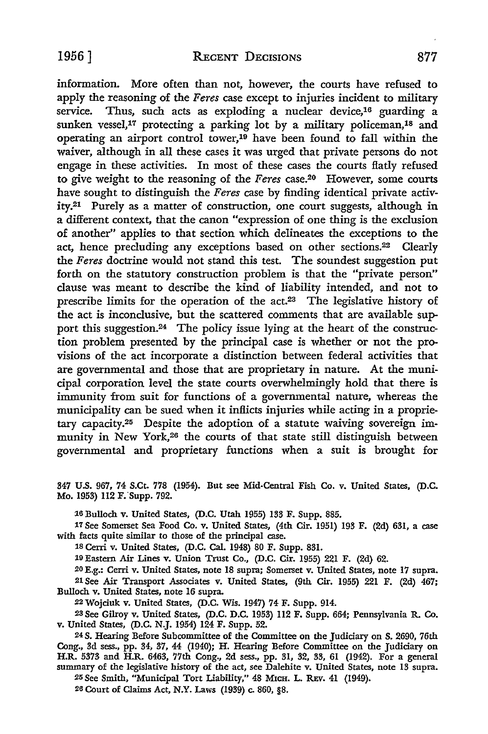information. More often than not, however, the courts have refused to apply the reasoning of the *Feres* case except to injuries incident to military service. Thus, such acts as exploding a nuclear device,[16] guarding a sunken vessel,[17] protecting a parking lot by a military policeman,[18] and operating an airport control tower,[19] have been found to fall within the waiver, although in all these cases it was urged that private persons do not engage in these activities. In most of these cases the courts flatly refused to give weight to the reasoning of the *Feres* case.[20] However, some courts have sought to distinguish the *Feres* case by finding identical private activity.[21] Purely as a matter of construction, one court suggests, although in a different context, that the canon "expression of one thing is the exclusion of another" applies to that section which delineates the exceptions to the act, hence precluding any exceptions based on other sections.[22] Clearly the *Feres* doctrine would not stand this test. The soundest suggestion put forth on the statutory construction problem is that the "private person" clause was meant to describe the kind of liability intended, and not to prescribe limits for the operation of the act.[23] The legislative history of the act is inconclusive, but the scattered comments that are available support this suggestion.[24] The policy issue lying at the heart of the construction problem presented by the principal case is whether or not the provisions of the act incorporate a distinction between federal activities that are governmental and those that are proprietary in nature. At the municipal corporation level the state courts overwhelmingly hold that there is immunity from suit for functions of a governmental nature, whereas the municipality can be sued when it inflicts injuries while acting in a proprietary capacity.[25] Despite the adoption of a statute waiving sovereign immunity in New York,[26] the courts of that state still distinguish between governmental and proprietary functions when a suit is brought for

347 U.S. 967, 74 S.Ct. 778 (1954). But see Mid-Central Fish Co. v. United States, (D.C. Mo. 1953) 112 F. Supp. 792.

[16] Bulloch v. United States, (D.C. Utah 1955) 133 F. Supp. 885.

[17] See Somerset Sea Food Co. v. United States, (4th Cir. 1951) 193 F. (2d) 631, a case with facts quite similar to those of the principal case.

[18] Cerri v. United States, (D.C. Cal. 1948) 80 F. Supp. 831.

[19] Eastern Air Lines v. Union Trust Co., (D.C. Cir. 1955) 221 F. (2d) 62.

[20] E.g.: Cerri v. United States, note 18 supra; Somerset v. United States, note 17 supra.

[21] See Air Transport Associates v. United States, (9th Cir. 1955) 221 F. (2d) 467; Bulloch v. United States, note 16 supra.

[22] Wojciuk v. United States, (D.C. Wis. 1947) 74 F. Supp. 914.

[23] See Gilroy v. United States, (D.C. D.C. 1953) 112 F. Supp. 664; Pennsylvania R. Co. v. United States, (D.C. N.J. 1954) 124 F. Supp. 52.

[24] S. Hearing Before Subcommittee of the Committee on the Judiciary on S. 2690, 76th Cong., 3d sess., pp. 34, 37, 44 (1940); H. Hearing Before Committee on the Judiciary on H.R. 5373 and H.R. 6463, 77th Cong., 2d sess., pp. 31, 32, 33, 61 (1942). For a general summary of the legislative history of the act, see Dalehite v. United States, note 13 supra.

[25] See Smith, "Municipal Tort Liability," 48 MICH. L. REV. 41 (1949).

[26] Court of Claims Act, N.Y. Laws (1939) c. 860, §8.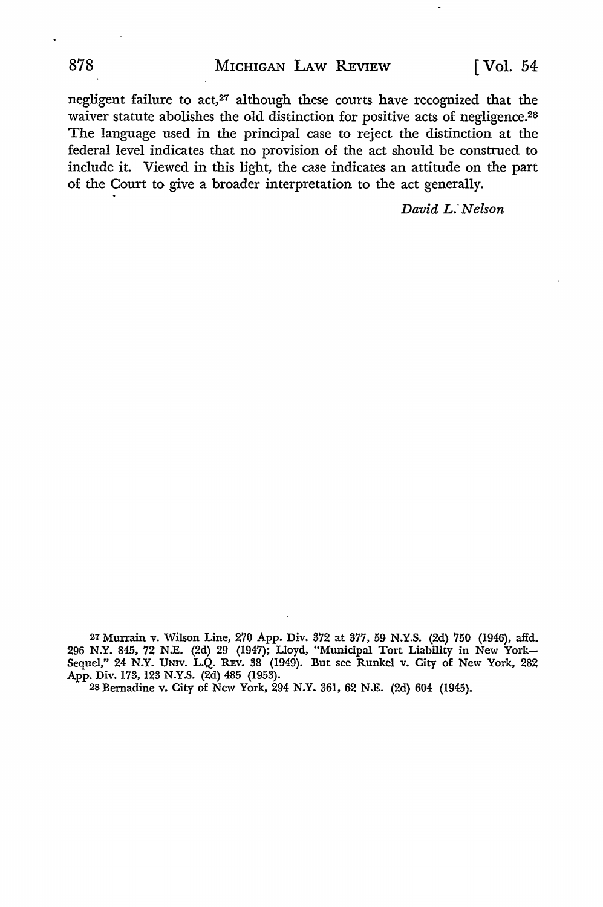negligent failure to act,[27] although these courts have recognized that the waiver statute abolishes the old distinction for positive acts of negligence.[28] The language used in the principal case to reject the distinction at the federal level indicates that no provision of the act should be construed to include it. Viewed in this light, the case indicates an attitude on the part of the Court to give a broader interpretation to the act generally.

*David L. Nelson*

---

[27] Murrain v. Wilson Line, 270 App. Div. 372 at 377, 59 N.Y.S. (2d) 750 (1946), affd. 296 N.Y. 845, 72 N.E. (2d) 29 (1947); Lloyd, "Municipal Tort Liability in New York—Sequel," 24 N.Y. Univ. L.Q. Rev. 38 (1949). But see Runkel v. City of New York, 282 App. Div. 173, 123 N.Y.S. (2d) 485 (1953).

[28] Bernadine v. City of New York, 294 N.Y. 361, 62 N.E. (2d) 604 (1945).